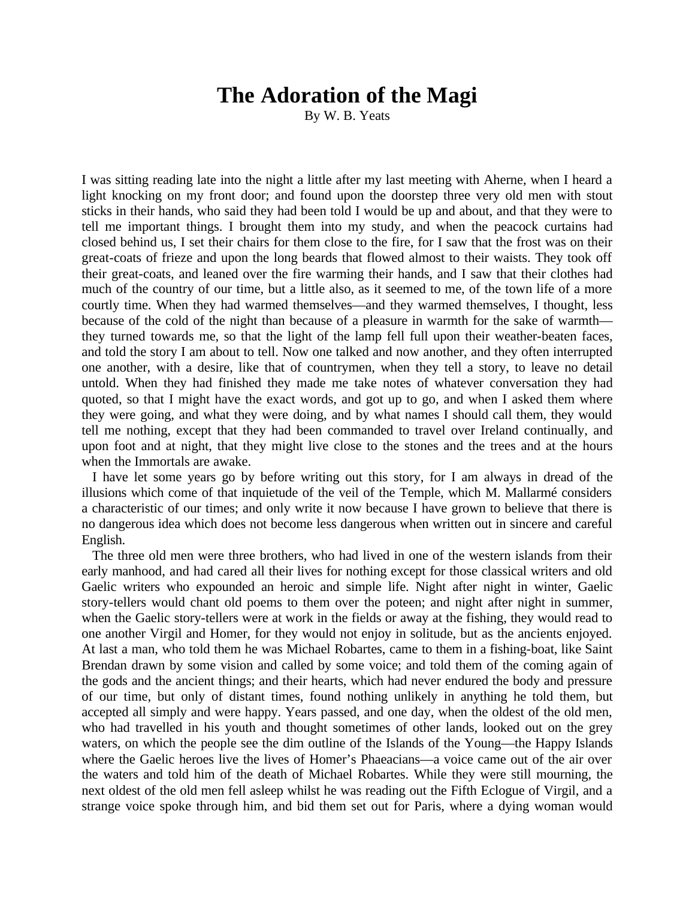# The Adoration of the Magi

By W. B. Yeats

I was sitting reading late into the night a little after my last meeting with Aherne, when I heard a light knocking on my front door; and found upon the doorstep three very old men with stout sticks in their hands, who said they had been told I would be up and about, and that they were to tell me important things. I brought them into my study, and when the peacock curtains had closed behind us, I set their chairs for them close to the fire, for I saw that the frost was on their great-coats of frieze and upon the long beards that flowed almost to their waists. They took off their great-coats, and leaned over the fire warming their hands, and I saw that their clothes had much of the country of our time, but a little also, as it seemed to me, of the town life of a more courtly time. When they had warmed themselves—and they warmed themselves, I thought, less because of the cold of the night than because of a pleasure in warmth for the sake of warmth—they turned towards me, so that the light of the lamp fell full upon their weather-beaten faces, and told the story I am about to tell. Now one talked and now another, and they often interrupted one another, with a desire, like that of countrymen, when they tell a story, to leave no detail untold. When they had finished they made me take notes of whatever conversation they had quoted, so that I might have the exact words, and got up to go, and when I asked them where they were going, and what they were doing, and by what names I should call them, they would tell me nothing, except that they had been commanded to travel over Ireland continually, and upon foot and at night, that they might live close to the stones and the trees and at the hours when the Immortals are awake.

I have let some years go by before writing out this story, for I am always in dread of the illusions which come of that inquietude of the veil of the Temple, which M. Mallarmé considers a characteristic of our times; and only write it now because I have grown to believe that there is no dangerous idea which does not become less dangerous when written out in sincere and careful English.

The three old men were three brothers, who had lived in one of the western islands from their early manhood, and had cared all their lives for nothing except for those classical writers and old Gaelic writers who expounded an heroic and simple life. Night after night in winter, Gaelic story-tellers would chant old poems to them over the poteen; and night after night in summer, when the Gaelic story-tellers were at work in the fields or away at the fishing, they would read to one another Virgil and Homer, for they would not enjoy in solitude, but as the ancients enjoyed. At last a man, who told them he was Michael Robartes, came to them in a fishing-boat, like Saint Brendan drawn by some vision and called by some voice; and told them of the coming again of the gods and the ancient things; and their hearts, which had never endured the body and pressure of our time, but only of distant times, found nothing unlikely in anything he told them, but accepted all simply and were happy. Years passed, and one day, when the oldest of the old men, who had travelled in his youth and thought sometimes of other lands, looked out on the grey waters, on which the people see the dim outline of the Islands of the Young—the Happy Islands where the Gaelic heroes live the lives of Homer's Phaeacians—a voice came out of the air over the waters and told him of the death of Michael Robartes. While they were still mourning, the next oldest of the old men fell asleep whilst he was reading out the Fifth Eclogue of Virgil, and a strange voice spoke through him, and bid them set out for Paris, where a dying woman would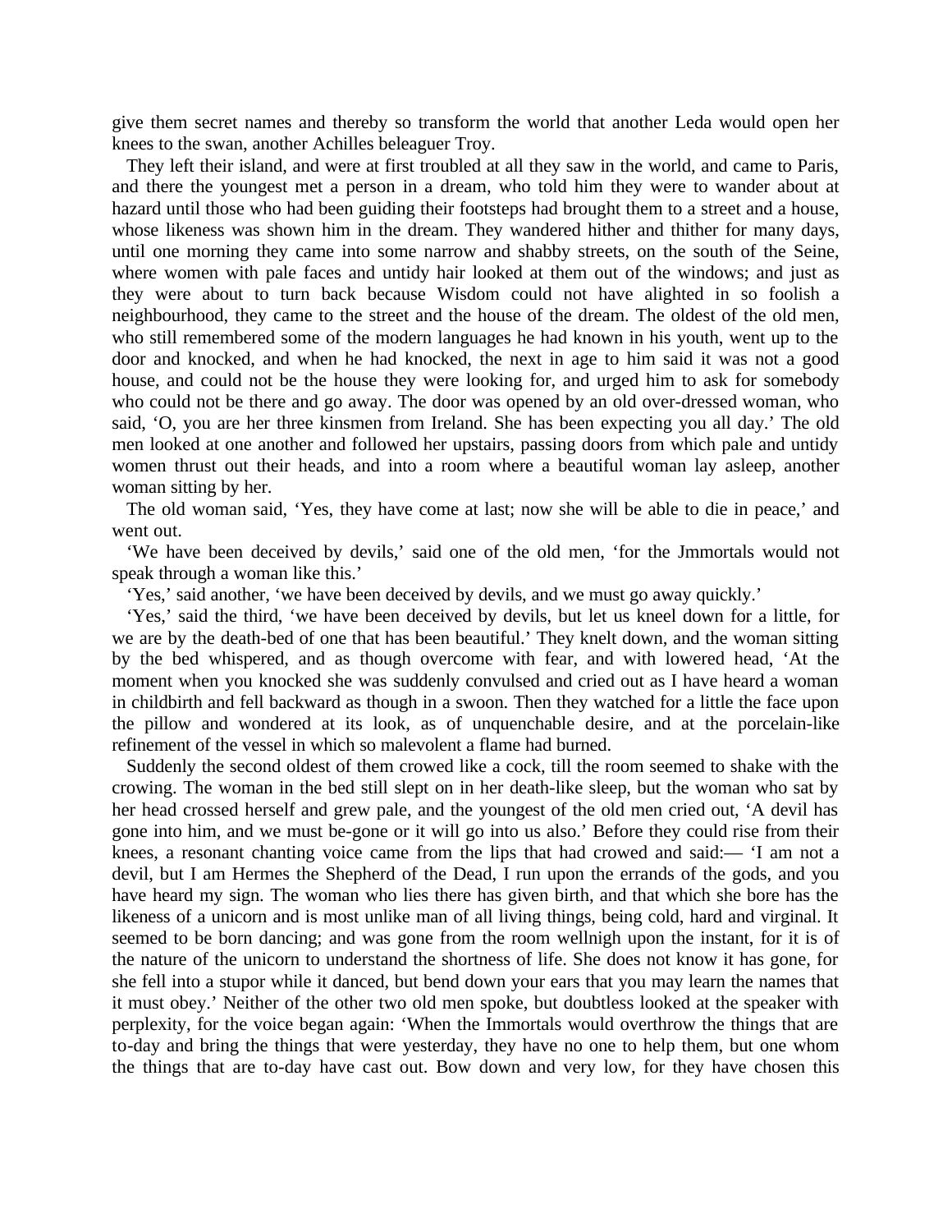give them secret names and thereby so transform the world that another Leda would open her knees to the swan, another Achilles beleaguer Troy.

They left their island, and were at first troubled at all they saw in the world, and came to Paris, and there the youngest met a person in a dream, who told him they were to wander about at hazard until those who had been guiding their footsteps had brought them to a street and a house, whose likeness was shown him in the dream. They wandered hither and thither for many days, until one morning they came into some narrow and shabby streets, on the south of the Seine, where women with pale faces and untidy hair looked at them out of the windows; and just as they were about to turn back because Wisdom could not have alighted in so foolish a neighbourhood, they came to the street and the house of the dream. The oldest of the old men, who still remembered some of the modern languages he had known in his youth, went up to the door and knocked, and when he had knocked, the next in age to him said it was not a good house, and could not be the house they were looking for, and urged him to ask for somebody who could not be there and go away. The door was opened by an old over-dressed woman, who said, 'O, you are her three kinsmen from Ireland. She has been expecting you all day.' The old men looked at one another and followed her upstairs, passing doors from which pale and untidy women thrust out their heads, and into a room where a beautiful woman lay asleep, another woman sitting by her.

The old woman said, 'Yes, they have come at last; now she will be able to die in peace,' and went out.

'We have been deceived by devils,' said one of the old men, 'for the Jmmortals would not speak through a woman like this.'

'Yes,' said another, 'we have been deceived by devils, and we must go away quickly.'

'Yes,' said the third, 'we have been deceived by devils, but let us kneel down for a little, for we are by the death-bed of one that has been beautiful.' They knelt down, and the woman sitting by the bed whispered, and as though overcome with fear, and with lowered head, 'At the moment when you knocked she was suddenly convulsed and cried out as I have heard a woman in childbirth and fell backward as though in a swoon. Then they watched for a little the face upon the pillow and wondered at its look, as of unquenchable desire, and at the porcelain-like refinement of the vessel in which so malevolent a flame had burned.

Suddenly the second oldest of them crowed like a cock, till the room seemed to shake with the crowing. The woman in the bed still slept on in her death-like sleep, but the woman who sat by her head crossed herself and grew pale, and the youngest of the old men cried out, 'A devil has gone into him, and we must be-gone or it will go into us also.' Before they could rise from their knees, a resonant chanting voice came from the lips that had crowed and said:— 'I am not a devil, but I am Hermes the Shepherd of the Dead, I run upon the errands of the gods, and you have heard my sign. The woman who lies there has given birth, and that which she bore has the likeness of a unicorn and is most unlike man of all living things, being cold, hard and virginal. It seemed to be born dancing; and was gone from the room wellnigh upon the instant, for it is of the nature of the unicorn to understand the shortness of life. She does not know it has gone, for she fell into a stupor while it danced, but bend down your ears that you may learn the names that it must obey.' Neither of the other two old men spoke, but doubtless looked at the speaker with perplexity, for the voice began again: 'When the Immortals would overthrow the things that are to-day and bring the things that were yesterday, they have no one to help them, but one whom the things that are to-day have cast out. Bow down and very low, for they have chosen this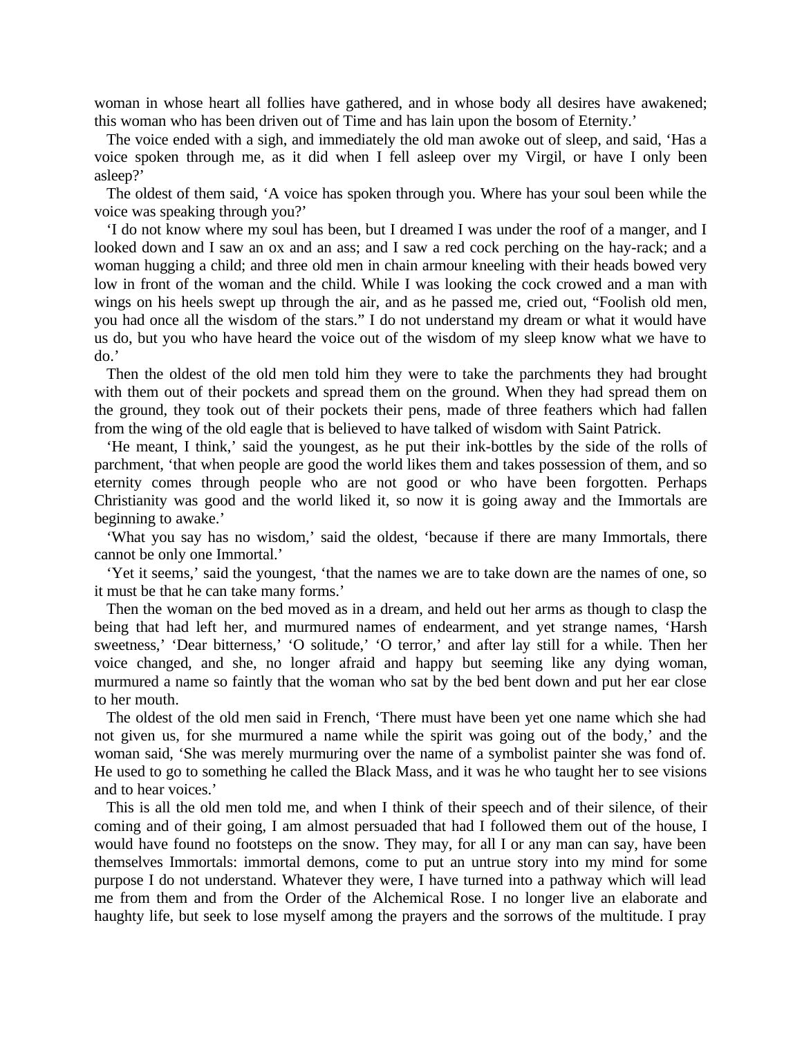woman in whose heart all follies have gathered, and in whose body all desires have awakened; this woman who has been driven out of Time and has lain upon the bosom of Eternity.'

The voice ended with a sigh, and immediately the old man awoke out of sleep, and said, 'Has a voice spoken through me, as it did when I fell asleep over my Virgil, or have I only been asleep?'

The oldest of them said, 'A voice has spoken through you. Where has your soul been while the voice was speaking through you?'

'I do not know where my soul has been, but I dreamed I was under the roof of a manger, and I looked down and I saw an ox and an ass; and I saw a red cock perching on the hay-rack; and a woman hugging a child; and three old men in chain armour kneeling with their heads bowed very low in front of the woman and the child. While I was looking the cock crowed and a man with wings on his heels swept up through the air, and as he passed me, cried out, "Foolish old men, you had once all the wisdom of the stars." I do not understand my dream or what it would have us do, but you who have heard the voice out of the wisdom of my sleep know what we have to do.'

Then the oldest of the old men told him they were to take the parchments they had brought with them out of their pockets and spread them on the ground. When they had spread them on the ground, they took out of their pockets their pens, made of three feathers which had fallen from the wing of the old eagle that is believed to have talked of wisdom with Saint Patrick.

'He meant, I think,' said the youngest, as he put their ink-bottles by the side of the rolls of parchment, 'that when people are good the world likes them and takes possession of them, and so eternity comes through people who are not good or who have been forgotten. Perhaps Christianity was good and the world liked it, so now it is going away and the Immortals are beginning to awake.'

'What you say has no wisdom,' said the oldest, 'because if there are many Immortals, there cannot be only one Immortal.'

'Yet it seems,' said the youngest, 'that the names we are to take down are the names of one, so it must be that he can take many forms.'

Then the woman on the bed moved as in a dream, and held out her arms as though to clasp the being that had left her, and murmured names of endearment, and yet strange names, 'Harsh sweetness,' 'Dear bitterness,' 'O solitude,' 'O terror,' and after lay still for a while. Then her voice changed, and she, no longer afraid and happy but seeming like any dying woman, murmured a name so faintly that the woman who sat by the bed bent down and put her ear close to her mouth.

The oldest of the old men said in French, 'There must have been yet one name which she had not given us, for she murmured a name while the spirit was going out of the body,' and the woman said, 'She was merely murmuring over the name of a symbolist painter she was fond of. He used to go to something he called the Black Mass, and it was he who taught her to see visions and to hear voices.'

This is all the old men told me, and when I think of their speech and of their silence, of their coming and of their going, I am almost persuaded that had I followed them out of the house, I would have found no footsteps on the snow. They may, for all I or any man can say, have been themselves Immortals: immortal demons, come to put an untrue story into my mind for some purpose I do not understand. Whatever they were, I have turned into a pathway which will lead me from them and from the Order of the Alchemical Rose. I no longer live an elaborate and haughty life, but seek to lose myself among the prayers and the sorrows of the multitude. I pray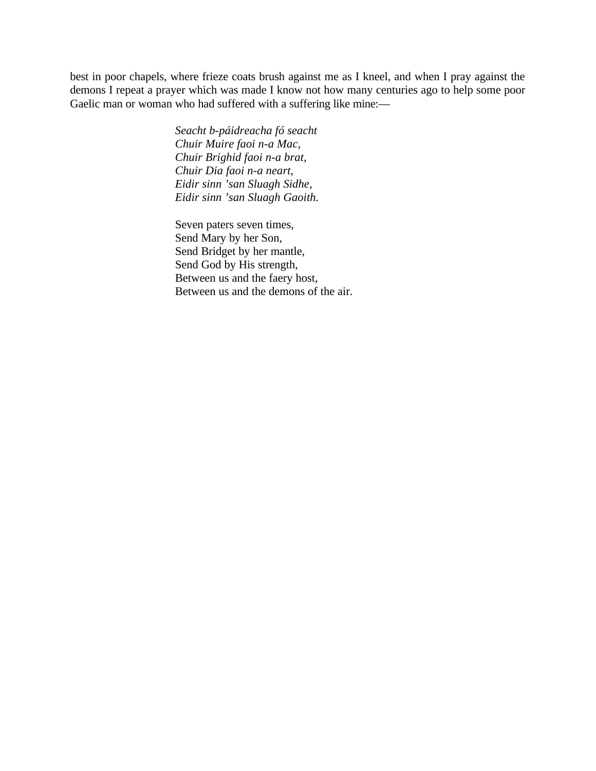best in poor chapels, where frieze coats brush against me as I kneel, and when I pray against the demons I repeat a prayer which was made I know not how many centuries ago to help some poor Gaelic man or woman who had suffered with a suffering like mine:—

*Seacht b-páidreacha fó seacht*  
*Chuir Muire faoi n-a Mac,*  
*Chuir Brighid faoi n-a brat,*  
*Chuir Dia faoi n-a neart,*  
*Eidir sinn 'san Sluagh Sidhe,*  
*Eidir sinn 'san Sluagh Gaoith.*

Seven paters seven times,  
Send Mary by her Son,  
Send Bridget by her mantle,  
Send God by His strength,  
Between us and the faery host,  
Between us and the demons of the air.